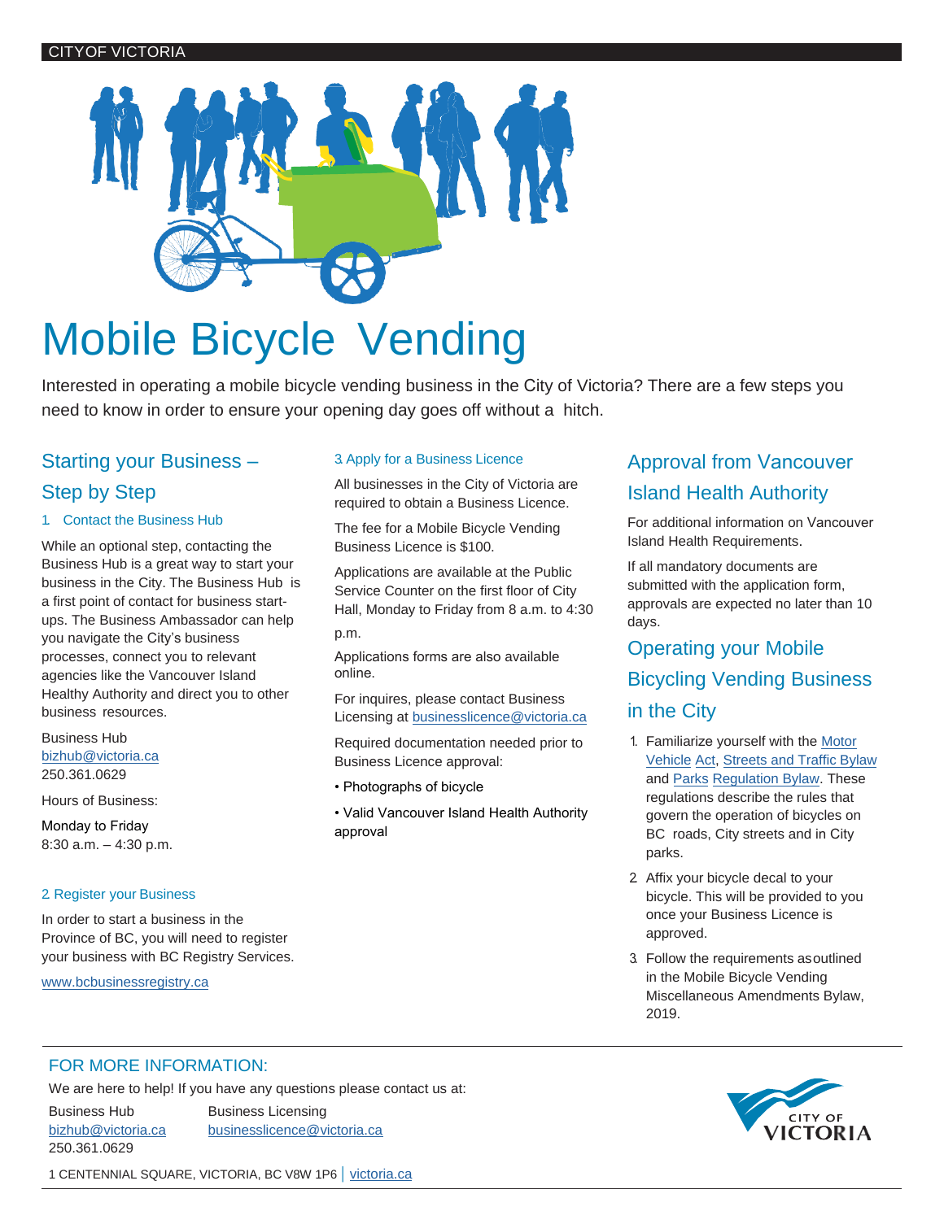CITYOF VICTORIA

# Mobile Bicycle Vending

Interested in operating a mobile bicycle vending business in the City of Victoria? There are a few steps you need to know in order to ensure your opening day goes off without a hitch.

## Starting your Business – Step by Step

### 1. Contact the Business Hub

While an optional step, contacting the Business Hub is a great way to start your business in the City. The Business Hub is a first point of contact for business start-ups. The Business Ambassador can help you navigate the City's business processes, connect you to relevant agencies like the Vancouver Island Healthy Authority and direct you to other business resources.

Business Hub
bizhub@victoria.ca
250.361.0629

Hours of Business:

Monday to Friday
8:30 a.m. – 4:30 p.m.

### 2. Register your Business

In order to start a business in the Province of BC, you will need to register your business with BC Registry Services.

www.bcbusinessregistry.ca

### 3. Apply for a Business Licence

All businesses in the City of Victoria are required to obtain a Business Licence.

The fee for a Mobile Bicycle Vending Business Licence is $100.

Applications are available at the Public Service Counter on the first floor of City Hall, Monday to Friday from 8 a.m. to 4:30 p.m.

Applications forms are also available online.

For inquires, please contact Business Licensing at businesslicence@victoria.ca

Required documentation needed prior to Business Licence approval:

- Photographs of bicycle
- Valid Vancouver Island Health Authority approval

## Approval from Vancouver Island Health Authority

For additional information on Vancouver Island Health Requirements.

If all mandatory documents are submitted with the application form, approvals are expected no later than 10 days.

## Operating your Mobile Bicycling Vending Business in the City

1. Familiarize yourself with the Motor Vehicle Act, Streets and Traffic Bylaw and Parks Regulation Bylaw. These regulations describe the rules that govern the operation of bicycles on BC roads, City streets and in City parks.
2. Affix your bicycle decal to your bicycle. This will be provided to you once your Business Licence is approved.
3. Follow the requirements as outlined in the Mobile Bicycle Vending Miscellaneous Amendments Bylaw, 2019.

## FOR MORE INFORMATION:

We are here to help! If you have any questions please contact us at:

Business Hub
bizhub@victoria.ca
250.361.0629

Business Licensing
businesslicence@victoria.ca

1 CENTENNIAL SQUARE, VICTORIA, BC V8W 1P6 | victoria.ca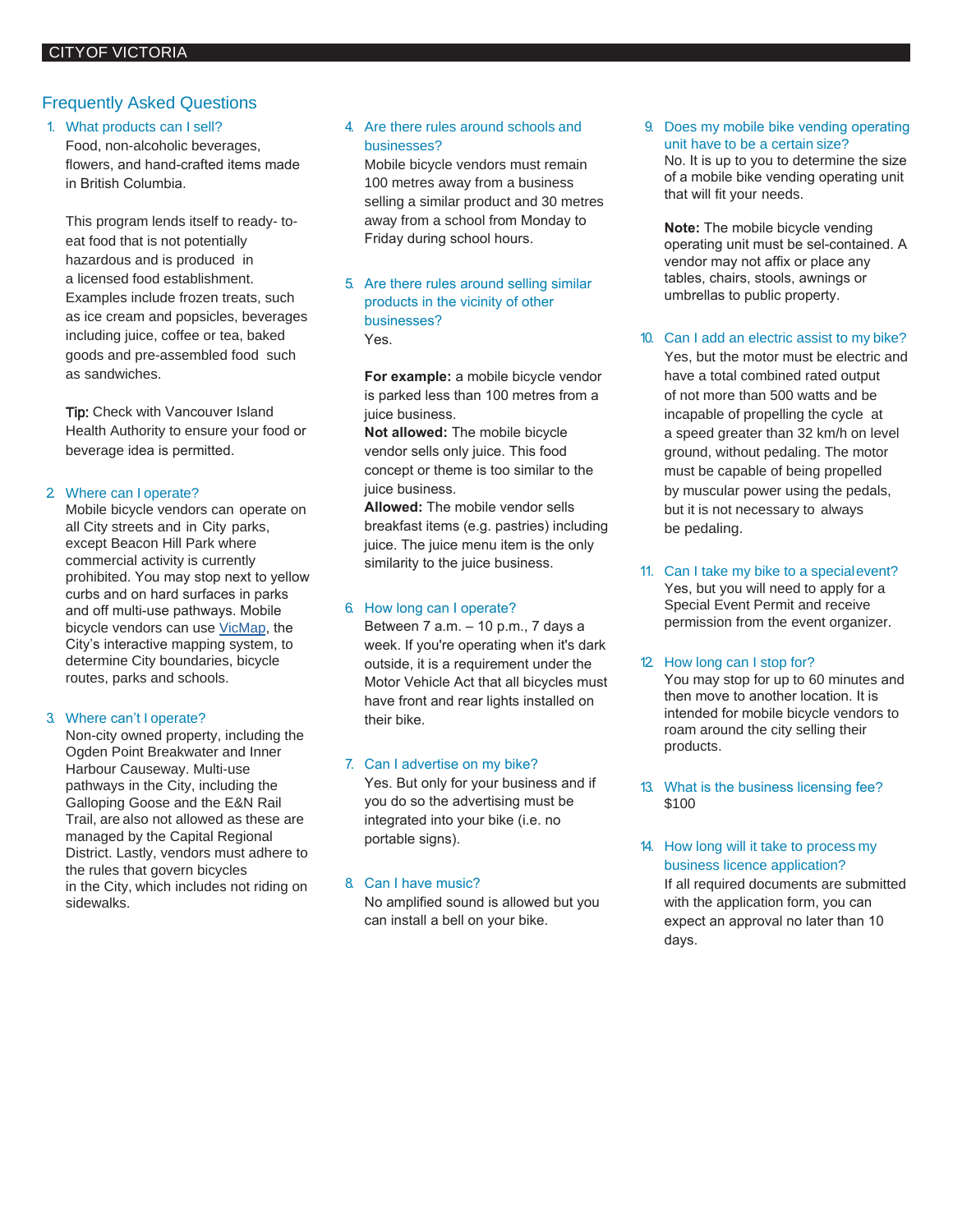## Frequently Asked Questions

1. **What products can I sell?**

   Food, non-alcoholic beverages, flowers, and hand-crafted items made in British Columbia.

   This program lends itself to ready- to-eat food that is not potentially hazardous and is produced in a licensed food establishment. Examples include frozen treats, such as ice cream and popsicles, beverages including juice, coffee or tea, baked goods and pre-assembled food such as sandwiches.

   **Tip:** Check with Vancouver Island Health Authority to ensure your food or beverage idea is permitted.

2. **Where can I operate?**

   Mobile bicycle vendors can operate on all City streets and in City parks, except Beacon Hill Park where commercial activity is currently prohibited. You may stop next to yellow curbs and on hard surfaces in parks and off multi-use pathways. Mobile bicycle vendors can use VicMap, the City's interactive mapping system, to determine City boundaries, bicycle routes, parks and schools.

3. **Where can't I operate?**

   Non-city owned property, including the Ogden Point Breakwater and Inner Harbour Causeway. Multi-use pathways in the City, including the Galloping Goose and the E&N Rail Trail, are also not allowed as these are managed by the Capital Regional District. Lastly, vendors must adhere to the rules that govern bicycles in the City, which includes not riding on sidewalks.

4. **Are there rules around schools and businesses?**

   Mobile bicycle vendors must remain 100 metres away from a business selling a similar product and 30 metres away from a school from Monday to Friday during school hours.

5. **Are there rules around selling similar products in the vicinity of other businesses?**

   Yes.

   **For example:** a mobile bicycle vendor is parked less than 100 metres from a juice business.
   **Not allowed:** The mobile bicycle vendor sells only juice. This food concept or theme is too similar to the juice business.
   **Allowed:** The mobile vendor sells breakfast items (e.g. pastries) including juice. The juice menu item is the only similarity to the juice business.

6. **How long can I operate?**

   Between 7 a.m. – 10 p.m., 7 days a week. If you're operating when it's dark outside, it is a requirement under the Motor Vehicle Act that all bicycles must have front and rear lights installed on their bike.

7. **Can I advertise on my bike?**

   Yes. But only for your business and if you do so the advertising must be integrated into your bike (i.e. no portable signs).

8. **Can I have music?**

   No amplified sound is allowed but you can install a bell on your bike.

9. **Does my mobile bike vending operating unit have to be a certain size?**

   No. It is up to you to determine the size of a mobile bike vending operating unit that will fit your needs.

   **Note:** The mobile bicycle vending operating unit must be sel-contained. A vendor may not affix or place any tables, chairs, stools, awnings or umbrellas to public property.

10. **Can I add an electric assist to my bike?**

    Yes, but the motor must be electric and have a total combined rated output of not more than 500 watts and be incapable of propelling the cycle at a speed greater than 32 km/h on level ground, without pedaling. The motor must be capable of being propelled by muscular power using the pedals, but it is not necessary to always be pedaling.

11. **Can I take my bike to a special event?**

    Yes, but you will need to apply for a Special Event Permit and receive permission from the event organizer.

12. **How long can I stop for?**

    You may stop for up to 60 minutes and then move to another location. It is intended for mobile bicycle vendors to roam around the city selling their products.

13. **What is the business licensing fee?**

    $100

14. **How long will it take to process my business licence application?**

    If all required documents are submitted with the application form, you can expect an approval no later than 10 days.